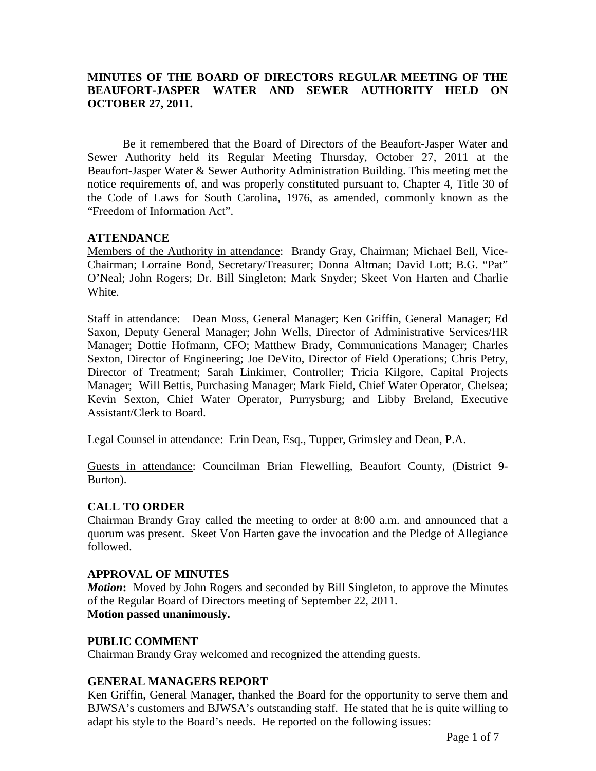# MINUTES OF THE BOARD OF DIRECTORS REGULAR MEETING OF THE BEAUFORT-JASPER WATER AND SEWER AUTHORITY HELD ON OCTOBER 27, 2011.

Be it remembered that the Board of Directors of the Beaufort-Jasper Water and Sewer Authority held its Regular Meeting Thursday, October 27, 2011 at the Beaufort-Jasper Water & Sewer Authority Administration Building. This meeting met the notice requirements of, and was properly constituted pursuant to, Chapter 4, Title 30 of the Code of Laws for South Carolina, 1976, as amended, commonly known as the "Freedom of Information Act".

## ATTENDANCE

Members of the Authority in attendance: Brandy Gray, Chairman; Michael Bell, Vice-Chairman; Lorraine Bond, Secretary/Treasurer; Donna Altman; David Lott; B.G. "Pat" O'Neal; John Rogers; Dr. Bill Singleton; Mark Snyder; Skeet Von Harten and Charlie White.

Staff in attendance: Dean Moss, General Manager; Ken Griffin, General Manager; Ed Saxon, Deputy General Manager; John Wells, Director of Administrative Services/HR Manager; Dottie Hofmann, CFO; Matthew Brady, Communications Manager; Charles Sexton, Director of Engineering; Joe DeVito, Director of Field Operations; Chris Petry, Director of Treatment; Sarah Linkimer, Controller; Tricia Kilgore, Capital Projects Manager; Will Bettis, Purchasing Manager; Mark Field, Chief Water Operator, Chelsea; Kevin Sexton, Chief Water Operator, Purrysburg; and Libby Breland, Executive Assistant/Clerk to Board.

Legal Counsel in attendance: Erin Dean, Esq., Tupper, Grimsley and Dean, P.A.

Guests in attendance: Councilman Brian Flewelling, Beaufort County, (District 9-Burton).

## CALL TO ORDER

Chairman Brandy Gray called the meeting to order at 8:00 a.m. and announced that a quorum was present. Skeet Von Harten gave the invocation and the Pledge of Allegiance followed.

## APPROVAL OF MINUTES

***Motion*:** Moved by John Rogers and seconded by Bill Singleton, to approve the Minutes of the Regular Board of Directors meeting of September 22, 2011.
**Motion passed unanimously.**

## PUBLIC COMMENT

Chairman Brandy Gray welcomed and recognized the attending guests.

## GENERAL MANAGERS REPORT

Ken Griffin, General Manager, thanked the Board for the opportunity to serve them and BJWSA's customers and BJWSA's outstanding staff. He stated that he is quite willing to adapt his style to the Board's needs. He reported on the following issues: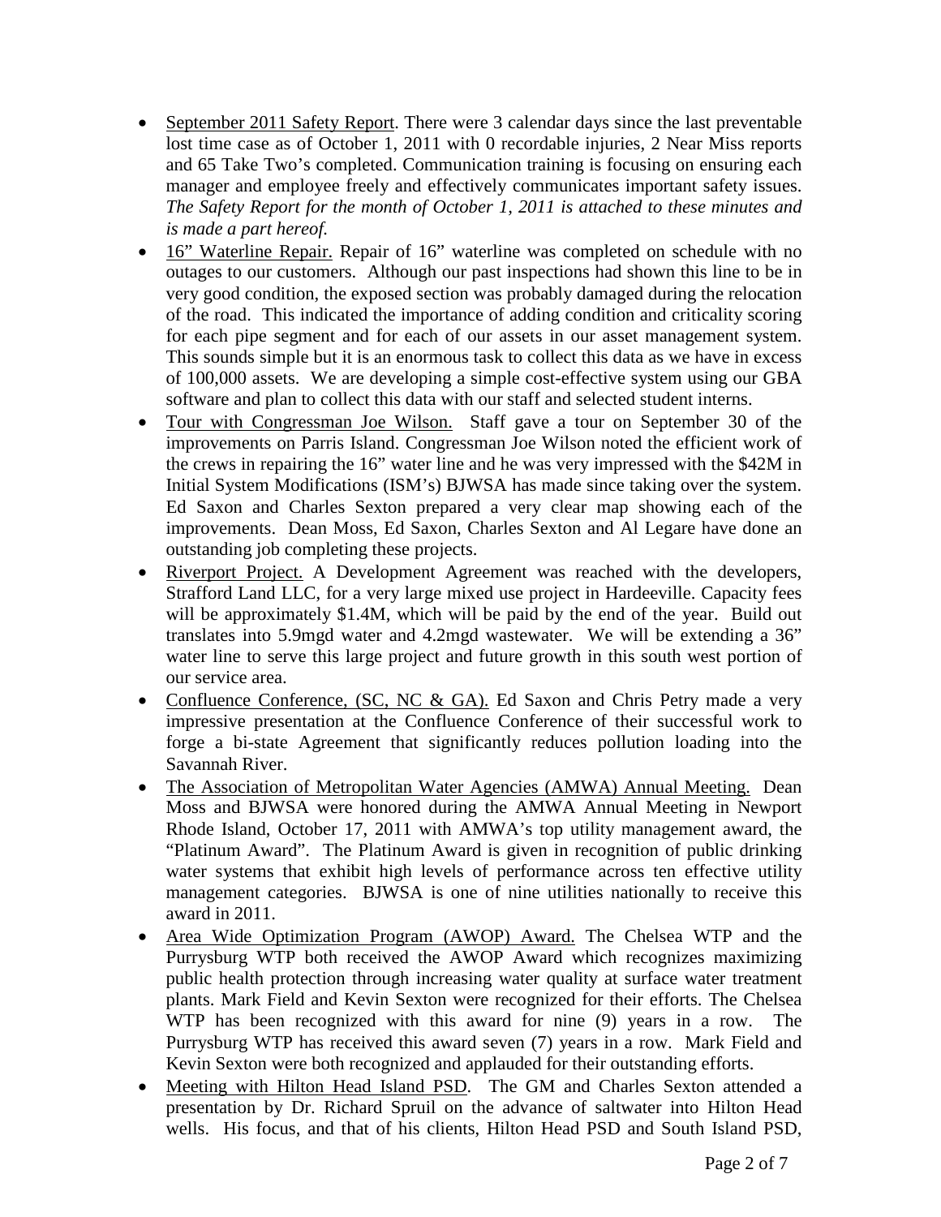- September 2011 Safety Report. There were 3 calendar days since the last preventable lost time case as of October 1, 2011 with 0 recordable injuries, 2 Near Miss reports and 65 Take Two's completed. Communication training is focusing on ensuring each manager and employee freely and effectively communicates important safety issues. *The Safety Report for the month of October 1, 2011 is attached to these minutes and is made a part hereof.*
- 16" Waterline Repair. Repair of 16" waterline was completed on schedule with no outages to our customers. Although our past inspections had shown this line to be in very good condition, the exposed section was probably damaged during the relocation of the road. This indicated the importance of adding condition and criticality scoring for each pipe segment and for each of our assets in our asset management system. This sounds simple but it is an enormous task to collect this data as we have in excess of 100,000 assets. We are developing a simple cost-effective system using our GBA software and plan to collect this data with our staff and selected student interns.
- Tour with Congressman Joe Wilson. Staff gave a tour on September 30 of the improvements on Parris Island. Congressman Joe Wilson noted the efficient work of the crews in repairing the 16" water line and he was very impressed with the $42M in Initial System Modifications (ISM's) BJWSA has made since taking over the system. Ed Saxon and Charles Sexton prepared a very clear map showing each of the improvements. Dean Moss, Ed Saxon, Charles Sexton and Al Legare have done an outstanding job completing these projects.
- Riverport Project. A Development Agreement was reached with the developers, Strafford Land LLC, for a very large mixed use project in Hardeeville. Capacity fees will be approximately $1.4M, which will be paid by the end of the year. Build out translates into 5.9mgd water and 4.2mgd wastewater. We will be extending a 36" water line to serve this large project and future growth in this south west portion of our service area.
- Confluence Conference, (SC, NC & GA). Ed Saxon and Chris Petry made a very impressive presentation at the Confluence Conference of their successful work to forge a bi-state Agreement that significantly reduces pollution loading into the Savannah River.
- The Association of Metropolitan Water Agencies (AMWA) Annual Meeting. Dean Moss and BJWSA were honored during the AMWA Annual Meeting in Newport Rhode Island, October 17, 2011 with AMWA's top utility management award, the "Platinum Award". The Platinum Award is given in recognition of public drinking water systems that exhibit high levels of performance across ten effective utility management categories. BJWSA is one of nine utilities nationally to receive this award in 2011.
- Area Wide Optimization Program (AWOP) Award. The Chelsea WTP and the Purrysburg WTP both received the AWOP Award which recognizes maximizing public health protection through increasing water quality at surface water treatment plants. Mark Field and Kevin Sexton were recognized for their efforts. The Chelsea WTP has been recognized with this award for nine (9) years in a row. The Purrysburg WTP has received this award seven (7) years in a row. Mark Field and Kevin Sexton were both recognized and applauded for their outstanding efforts.
- Meeting with Hilton Head Island PSD. The GM and Charles Sexton attended a presentation by Dr. Richard Spruil on the advance of saltwater into Hilton Head wells. His focus, and that of his clients, Hilton Head PSD and South Island PSD,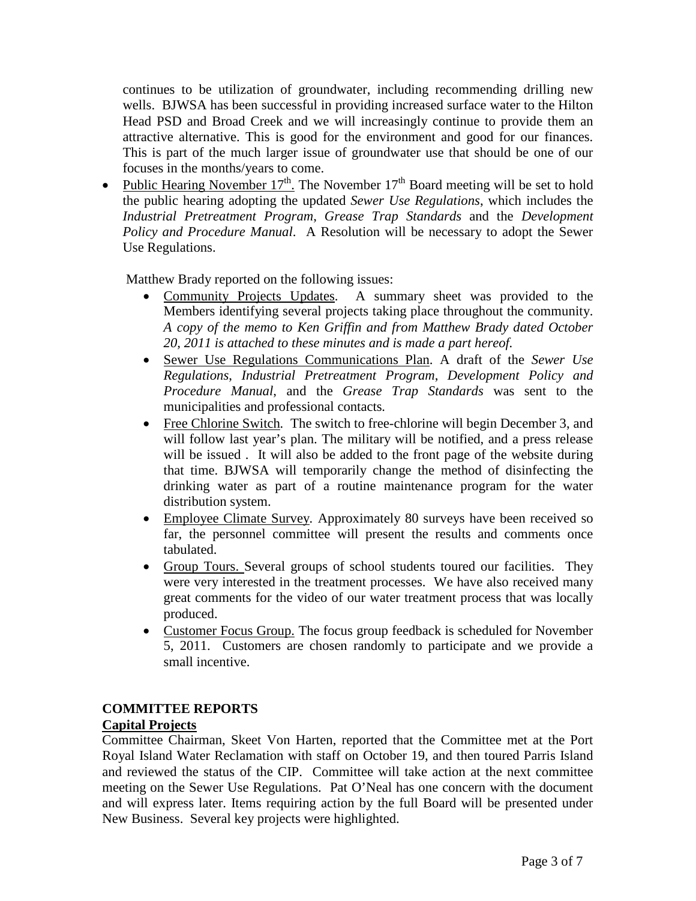continues to be utilization of groundwater, including recommending drilling new wells. BJWSA has been successful in providing increased surface water to the Hilton Head PSD and Broad Creek and we will increasingly continue to provide them an attractive alternative. This is good for the environment and good for our finances. This is part of the much larger issue of groundwater use that should be one of our focuses in the months/years to come.

- <u>Public Hearing November 17th.</u> The November 17th Board meeting will be set to hold the public hearing adopting the updated *Sewer Use Regulations*, which includes the *Industrial Pretreatment Program*, *Grease Trap Standards* and the *Development Policy and Procedure Manual*. A Resolution will be necessary to adopt the Sewer Use Regulations.

Matthew Brady reported on the following issues:

- <u>Community Projects Updates</u>. A summary sheet was provided to the Members identifying several projects taking place throughout the community. *A copy of the memo to Ken Griffin and from Matthew Brady dated October 20, 2011 is attached to these minutes and is made a part hereof.*
- <u>Sewer Use Regulations Communications Plan</u>. A draft of the *Sewer Use Regulations*, *Industrial Pretreatment Program*, *Development Policy and Procedure Manual*, and the *Grease Trap Standards* was sent to the municipalities and professional contacts.
- <u>Free Chlorine Switch</u>. The switch to free-chlorine will begin December 3, and will follow last year's plan. The military will be notified, and a press release will be issued . It will also be added to the front page of the website during that time. BJWSA will temporarily change the method of disinfecting the drinking water as part of a routine maintenance program for the water distribution system.
- <u>Employee Climate Survey</u>. Approximately 80 surveys have been received so far, the personnel committee will present the results and comments once tabulated.
- <u>Group Tours.</u> Several groups of school students toured our facilities. They were very interested in the treatment processes. We have also received many great comments for the video of our water treatment process that was locally produced.
- <u>Customer Focus Group.</u> The focus group feedback is scheduled for November 5, 2011. Customers are chosen randomly to participate and we provide a small incentive.

## COMMITTEE REPORTS

### Capital Projects

Committee Chairman, Skeet Von Harten, reported that the Committee met at the Port Royal Island Water Reclamation with staff on October 19, and then toured Parris Island and reviewed the status of the CIP. Committee will take action at the next committee meeting on the Sewer Use Regulations. Pat O'Neal has one concern with the document and will express later. Items requiring action by the full Board will be presented under New Business. Several key projects were highlighted.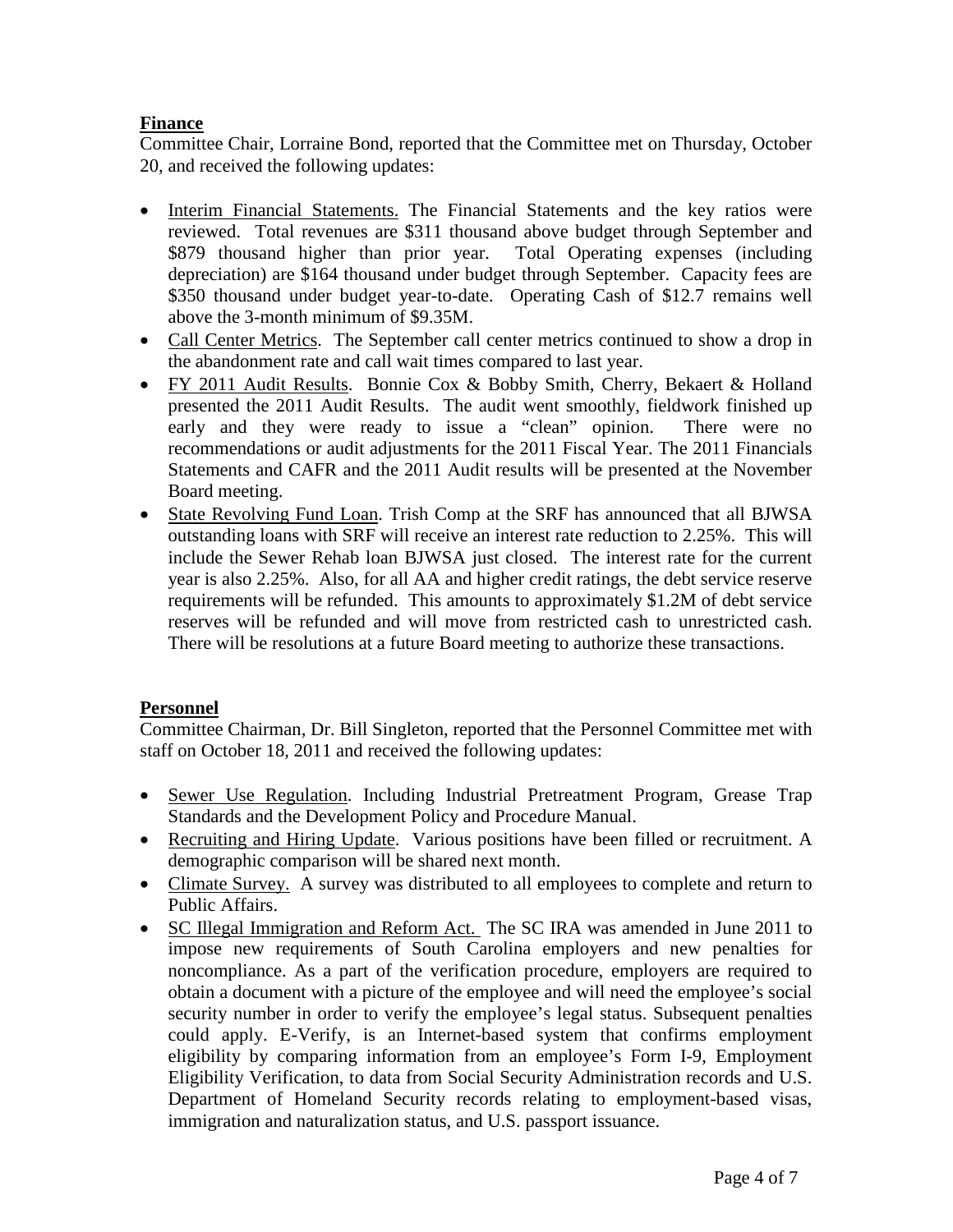## Finance

Committee Chair, Lorraine Bond, reported that the Committee met on Thursday, October 20, and received the following updates:

- Interim Financial Statements. The Financial Statements and the key ratios were reviewed. Total revenues are $311 thousand above budget through September and $879 thousand higher than prior year. Total Operating expenses (including depreciation) are $164 thousand under budget through September. Capacity fees are $350 thousand under budget year-to-date. Operating Cash of $12.7 remains well above the 3-month minimum of $9.35M.
- Call Center Metrics. The September call center metrics continued to show a drop in the abandonment rate and call wait times compared to last year.
- FY 2011 Audit Results. Bonnie Cox & Bobby Smith, Cherry, Bekaert & Holland presented the 2011 Audit Results. The audit went smoothly, fieldwork finished up early and they were ready to issue a "clean" opinion. There were no recommendations or audit adjustments for the 2011 Fiscal Year. The 2011 Financials Statements and CAFR and the 2011 Audit results will be presented at the November Board meeting.
- State Revolving Fund Loan. Trish Comp at the SRF has announced that all BJWSA outstanding loans with SRF will receive an interest rate reduction to 2.25%. This will include the Sewer Rehab loan BJWSA just closed. The interest rate for the current year is also 2.25%. Also, for all AA and higher credit ratings, the debt service reserve requirements will be refunded. This amounts to approximately $1.2M of debt service reserves will be refunded and will move from restricted cash to unrestricted cash. There will be resolutions at a future Board meeting to authorize these transactions.

## Personnel

Committee Chairman, Dr. Bill Singleton, reported that the Personnel Committee met with staff on October 18, 2011 and received the following updates:

- Sewer Use Regulation. Including Industrial Pretreatment Program, Grease Trap Standards and the Development Policy and Procedure Manual.
- Recruiting and Hiring Update. Various positions have been filled or recruitment. A demographic comparison will be shared next month.
- Climate Survey. A survey was distributed to all employees to complete and return to Public Affairs.
- SC Illegal Immigration and Reform Act. The SC IRA was amended in June 2011 to impose new requirements of South Carolina employers and new penalties for noncompliance. As a part of the verification procedure, employers are required to obtain a document with a picture of the employee and will need the employee's social security number in order to verify the employee's legal status. Subsequent penalties could apply. E-Verify, is an Internet-based system that confirms employment eligibility by comparing information from an employee's Form I-9, Employment Eligibility Verification, to data from Social Security Administration records and U.S. Department of Homeland Security records relating to employment-based visas, immigration and naturalization status, and U.S. passport issuance.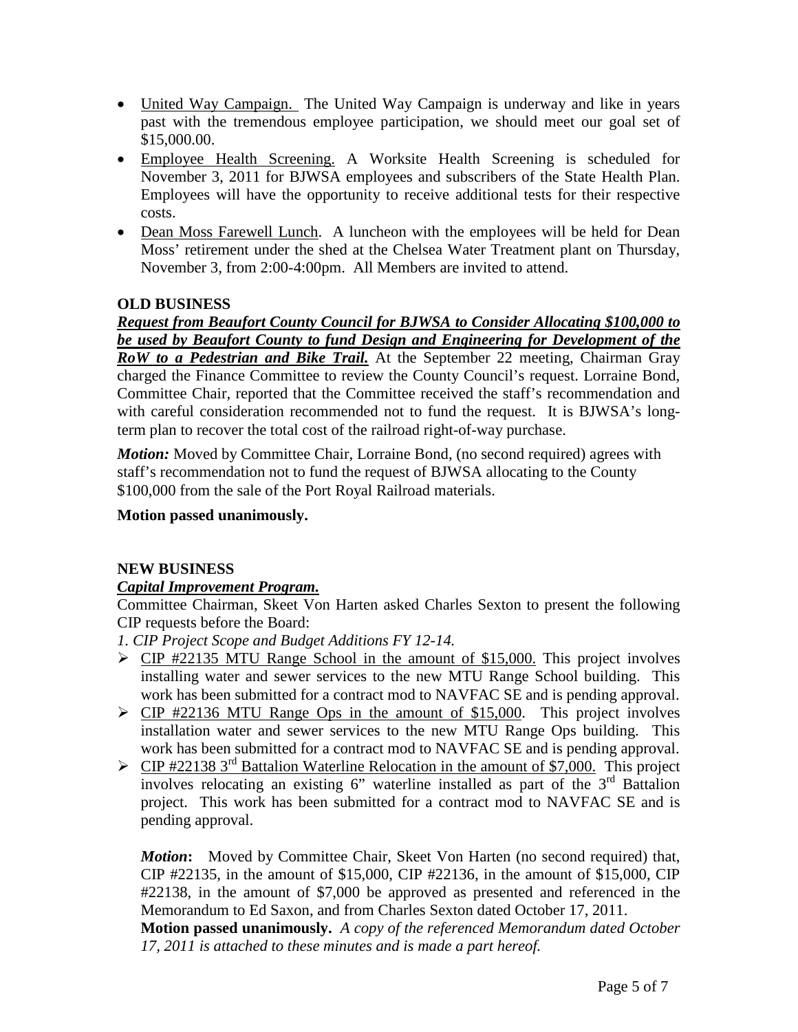- United Way Campaign. The United Way Campaign is underway and like in years past with the tremendous employee participation, we should meet our goal set of $15,000.00.
- Employee Health Screening. A Worksite Health Screening is scheduled for November 3, 2011 for BJWSA employees and subscribers of the State Health Plan. Employees will have the opportunity to receive additional tests for their respective costs.
- Dean Moss Farewell Lunch. A luncheon with the employees will be held for Dean Moss' retirement under the shed at the Chelsea Water Treatment plant on Thursday, November 3, from 2:00-4:00pm. All Members are invited to attend.

**OLD BUSINESS**

***Request from Beaufort County Council for BJWSA to Consider Allocating $100,000 to be used by Beaufort County to fund Design and Engineering for Development of the RoW to a Pedestrian and Bike Trail.*** At the September 22 meeting, Chairman Gray charged the Finance Committee to review the County Council's request. Lorraine Bond, Committee Chair, reported that the Committee received the staff's recommendation and with careful consideration recommended not to fund the request. It is BJWSA's long-term plan to recover the total cost of the railroad right-of-way purchase.

***Motion:*** Moved by Committee Chair, Lorraine Bond, (no second required) agrees with staff's recommendation not to fund the request of BJWSA allocating to the County $100,000 from the sale of the Port Royal Railroad materials.

**Motion passed unanimously.**

**NEW BUSINESS**

***Capital Improvement Program.***

Committee Chairman, Skeet Von Harten asked Charles Sexton to present the following CIP requests before the Board:

*1. CIP Project Scope and Budget Additions FY 12-14.*

- CIP #22135 MTU Range School in the amount of $15,000. This project involves installing water and sewer services to the new MTU Range School building. This work has been submitted for a contract mod to NAVFAC SE and is pending approval.
- CIP #22136 MTU Range Ops in the amount of $15,000. This project involves installation water and sewer services to the new MTU Range Ops building. This work has been submitted for a contract mod to NAVFAC SE and is pending approval.
- CIP #22138 3rd Battalion Waterline Relocation in the amount of $7,000. This project involves relocating an existing 6" waterline installed as part of the 3rd Battalion project. This work has been submitted for a contract mod to NAVFAC SE and is pending approval.

***Motion*:** Moved by Committee Chair, Skeet Von Harten (no second required) that, CIP #22135, in the amount of $15,000, CIP #22136, in the amount of $15,000, CIP #22138, in the amount of $7,000 be approved as presented and referenced in the Memorandum to Ed Saxon, and from Charles Sexton dated October 17, 2011.

**Motion passed unanimously.** *A copy of the referenced Memorandum dated October 17, 2011 is attached to these minutes and is made a part hereof.*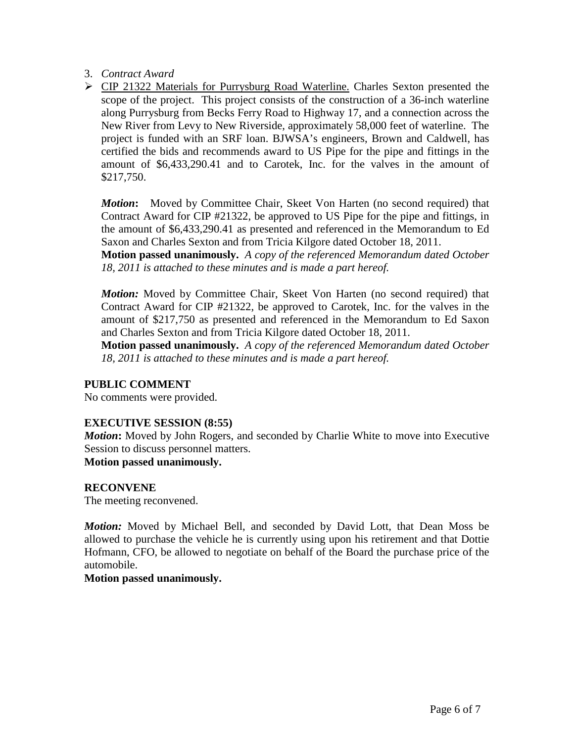3. *Contract Award*

- <u>CIP 21322 Materials for Purrysburg Road Waterline.</u> Charles Sexton presented the scope of the project. This project consists of the construction of a 36-inch waterline along Purrysburg from Becks Ferry Road to Highway 17, and a connection across the New River from Levy to New Riverside, approximately 58,000 feet of waterline. The project is funded with an SRF loan. BJWSA's engineers, Brown and Caldwell, has certified the bids and recommends award to US Pipe for the pipe and fittings in the amount of $6,433,290.41 and to Carotek, Inc. for the valves in the amount of $217,750.

  ***Motion*:** Moved by Committee Chair, Skeet Von Harten (no second required) that Contract Award for CIP #21322, be approved to US Pipe for the pipe and fittings, in the amount of $6,433,290.41 as presented and referenced in the Memorandum to Ed Saxon and Charles Sexton and from Tricia Kilgore dated October 18, 2011.
  **Motion passed unanimously.** *A copy of the referenced Memorandum dated October 18, 2011 is attached to these minutes and is made a part hereof.*

  ***Motion:*** Moved by Committee Chair, Skeet Von Harten (no second required) that Contract Award for CIP #21322, be approved to Carotek, Inc. for the valves in the amount of $217,750 as presented and referenced in the Memorandum to Ed Saxon and Charles Sexton and from Tricia Kilgore dated October 18, 2011.
  **Motion passed unanimously.** *A copy of the referenced Memorandum dated October 18, 2011 is attached to these minutes and is made a part hereof.*

**PUBLIC COMMENT**

No comments were provided.

**EXECUTIVE SESSION (8:55)**

***Motion*:** Moved by John Rogers, and seconded by Charlie White to move into Executive Session to discuss personnel matters.
**Motion passed unanimously.**

**RECONVENE**

The meeting reconvened.

***Motion:*** Moved by Michael Bell, and seconded by David Lott, that Dean Moss be allowed to purchase the vehicle he is currently using upon his retirement and that Dottie Hofmann, CFO, be allowed to negotiate on behalf of the Board the purchase price of the automobile.
**Motion passed unanimously.**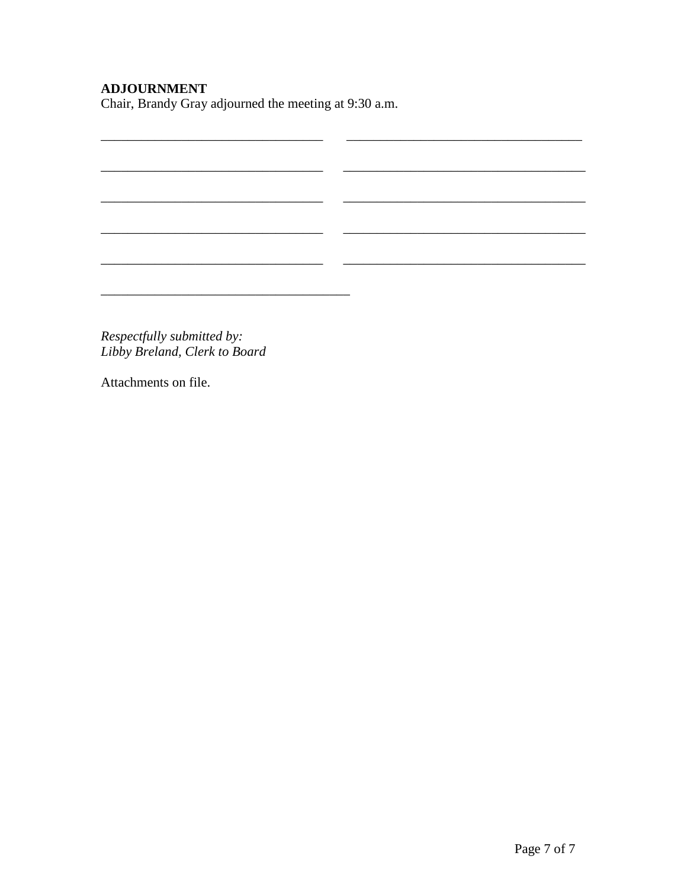**ADJOURNMENT**
Chair, Brandy Gray adjourned the meeting at 9:30 a.m.

\_\_\_\_\_\_\_\_\_\_\_\_\_\_\_\_\_\_\_\_\_\_\_\_\_\_\_\_\_\_\_\_\_ \_\_\_\_\_\_\_\_\_\_\_\_\_\_\_\_\_\_\_\_\_\_\_\_\_\_\_\_\_\_\_\_\_\_\_

\_\_\_\_\_\_\_\_\_\_\_\_\_\_\_\_\_\_\_\_\_\_\_\_\_\_\_\_\_\_\_\_\_ \_\_\_\_\_\_\_\_\_\_\_\_\_\_\_\_\_\_\_\_\_\_\_\_\_\_\_\_\_\_\_\_\_\_\_

\_\_\_\_\_\_\_\_\_\_\_\_\_\_\_\_\_\_\_\_\_\_\_\_\_\_\_\_\_\_\_\_\_ \_\_\_\_\_\_\_\_\_\_\_\_\_\_\_\_\_\_\_\_\_\_\_\_\_\_\_\_\_\_\_\_\_\_\_

\_\_\_\_\_\_\_\_\_\_\_\_\_\_\_\_\_\_\_\_\_\_\_\_\_\_\_\_\_\_\_\_\_ \_\_\_\_\_\_\_\_\_\_\_\_\_\_\_\_\_\_\_\_\_\_\_\_\_\_\_\_\_\_\_\_\_\_\_

\_\_\_\_\_\_\_\_\_\_\_\_\_\_\_\_\_\_\_\_\_\_\_\_\_\_\_\_\_\_\_\_\_ \_\_\_\_\_\_\_\_\_\_\_\_\_\_\_\_\_\_\_\_\_\_\_\_\_\_\_\_\_\_\_\_\_\_\_

\_\_\_\_\_\_\_\_\_\_\_\_\_\_\_\_\_\_\_\_\_\_\_\_\_\_\_\_\_\_\_\_\_\_\_\_\_

*Respectfully submitted by:*
*Libby Breland, Clerk to Board*

Attachments on file.